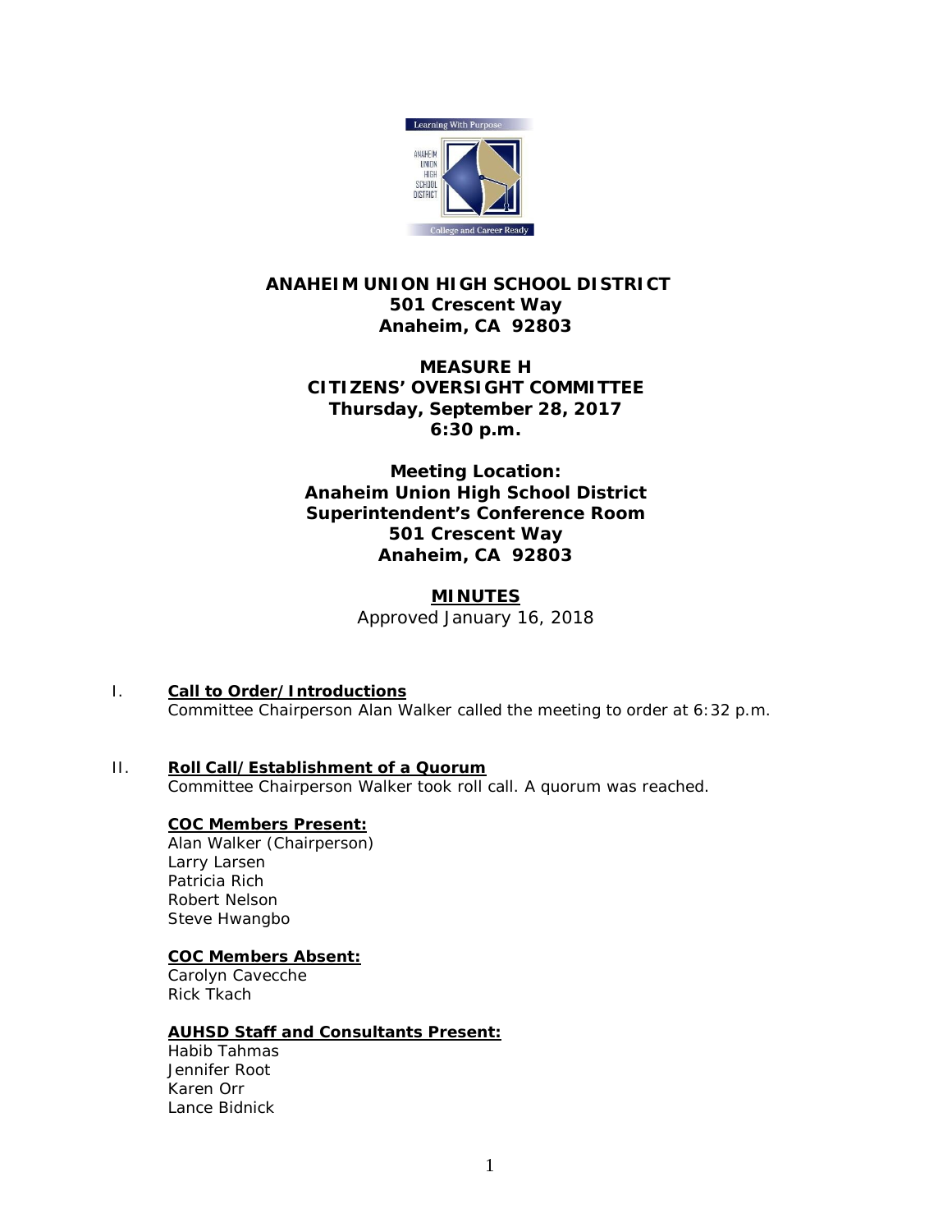**ANAHEIM UNION HIGH SCHOOL DISTRICT**
**501 Crescent Way**
**Anaheim, CA 92803**

**MEASURE H**
**CITIZENS' OVERSIGHT COMMITTEE**
**Thursday, September 28, 2017**
**6:30 p.m.**

**Meeting Location:**
**Anaheim Union High School District**
**Superintendent's Conference Room**
**501 Crescent Way**
**Anaheim, CA 92803**

# MINUTES

Approved January 16, 2018

## I. Call to Order/Introductions

Committee Chairperson Alan Walker called the meeting to order at 6:32 p.m.

## II. Roll Call/Establishment of a Quorum

Committee Chairperson Walker took roll call. A quorum was reached.

### COC Members Present:

Alan Walker (Chairperson)
Larry Larsen
Patricia Rich
Robert Nelson
Steve Hwangbo

### COC Members Absent:

Carolyn Cavecche
Rick Tkach

### AUHSD Staff and Consultants Present:

Habib Tahmas
Jennifer Root
Karen Orr
Lance Bidnick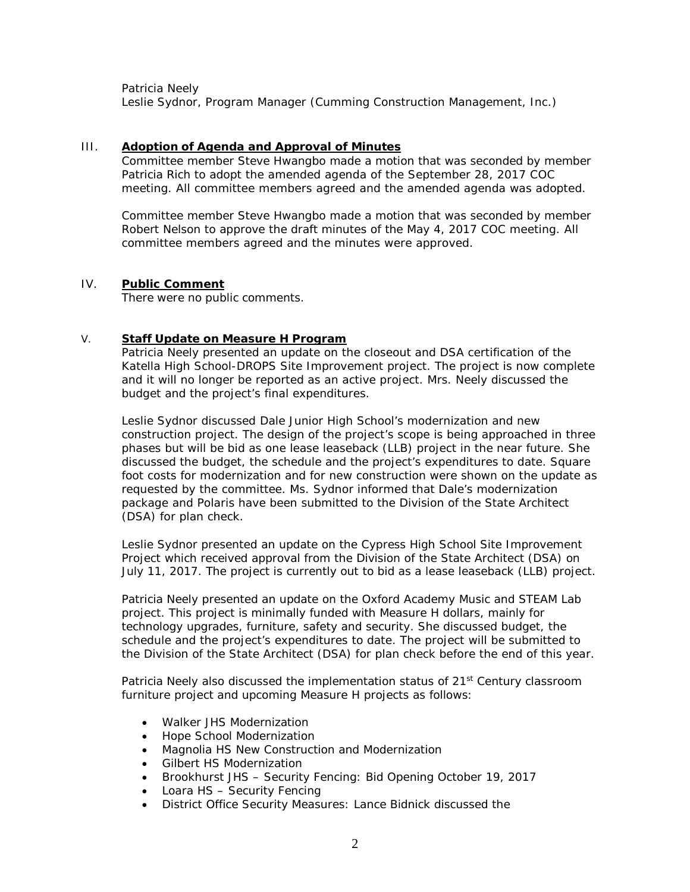Patricia Neely
Leslie Sydnor, Program Manager (Cumming Construction Management, Inc.)

## III. **Adoption of Agenda and Approval of Minutes**

Committee member Steve Hwangbo made a motion that was seconded by member Patricia Rich to adopt the amended agenda of the September 28, 2017 COC meeting. All committee members agreed and the amended agenda was adopted.

Committee member Steve Hwangbo made a motion that was seconded by member Robert Nelson to approve the draft minutes of the May 4, 2017 COC meeting. All committee members agreed and the minutes were approved.

## IV. **Public Comment**

There were no public comments.

## V. **Staff Update on Measure H Program**

Patricia Neely presented an update on the closeout and DSA certification of the Katella High School-DROPS Site Improvement project. The project is now complete and it will no longer be reported as an active project. Mrs. Neely discussed the budget and the project's final expenditures.

Leslie Sydnor discussed Dale Junior High School's modernization and new construction project. The design of the project's scope is being approached in three phases but will be bid as one lease leaseback (LLB) project in the near future. She discussed the budget, the schedule and the project's expenditures to date. Square foot costs for modernization and for new construction were shown on the update as requested by the committee. Ms. Sydnor informed that Dale's modernization package and Polaris have been submitted to the Division of the State Architect (DSA) for plan check.

Leslie Sydnor presented an update on the Cypress High School Site Improvement Project which received approval from the Division of the State Architect (DSA) on July 11, 2017. The project is currently out to bid as a lease leaseback (LLB) project.

Patricia Neely presented an update on the Oxford Academy Music and STEAM Lab project. This project is minimally funded with Measure H dollars, mainly for technology upgrades, furniture, safety and security. She discussed budget, the schedule and the project's expenditures to date. The project will be submitted to the Division of the State Architect (DSA) for plan check before the end of this year.

Patricia Neely also discussed the implementation status of 21st Century classroom furniture project and upcoming Measure H projects as follows:

- Walker JHS Modernization
- Hope School Modernization
- Magnolia HS New Construction and Modernization
- Gilbert HS Modernization
- Brookhurst JHS – Security Fencing: Bid Opening October 19, 2017
- Loara HS – Security Fencing
- District Office Security Measures: Lance Bidnick discussed the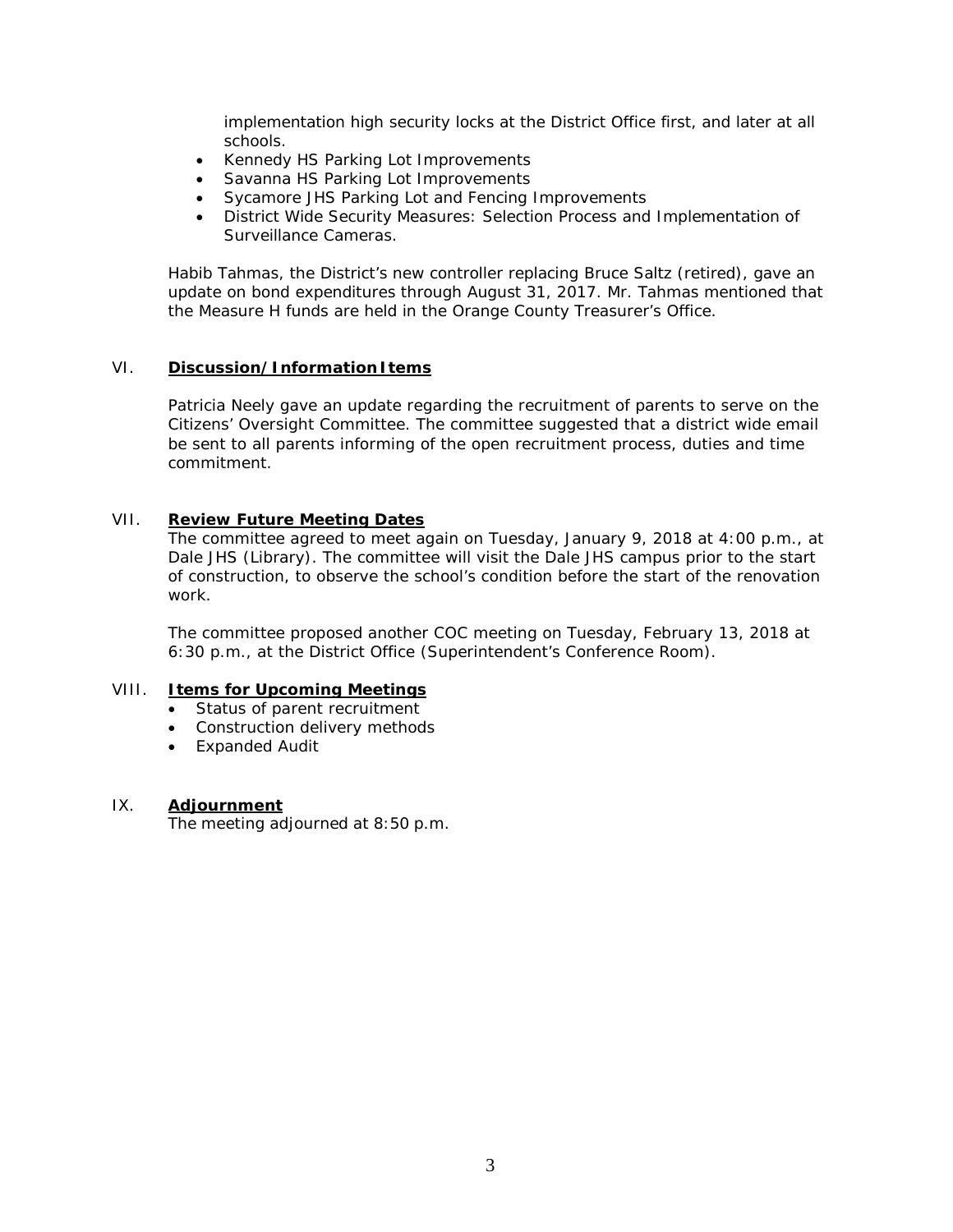implementation high security locks at the District Office first, and later at all schools.

- Kennedy HS Parking Lot Improvements
- Savanna HS Parking Lot Improvements
- Sycamore JHS Parking Lot and Fencing Improvements
- District Wide Security Measures: Selection Process and Implementation of Surveillance Cameras.

Habib Tahmas, the District's new controller replacing Bruce Saltz (retired), gave an update on bond expenditures through August 31, 2017. Mr. Tahmas mentioned that the Measure H funds are held in the Orange County Treasurer's Office.

## VI. Discussion/Information Items

Patricia Neely gave an update regarding the recruitment of parents to serve on the Citizens' Oversight Committee. The committee suggested that a district wide email be sent to all parents informing of the open recruitment process, duties and time commitment.

## VII. Review Future Meeting Dates

The committee agreed to meet again on Tuesday, January 9, 2018 at 4:00 p.m., at Dale JHS (Library). The committee will visit the Dale JHS campus prior to the start of construction, to observe the school's condition before the start of the renovation work.

The committee proposed another COC meeting on Tuesday, February 13, 2018 at 6:30 p.m., at the District Office (Superintendent's Conference Room).

## VIII. Items for Upcoming Meetings

- Status of parent recruitment
- Construction delivery methods
- Expanded Audit

## IX. Adjournment

The meeting adjourned at 8:50 p.m.